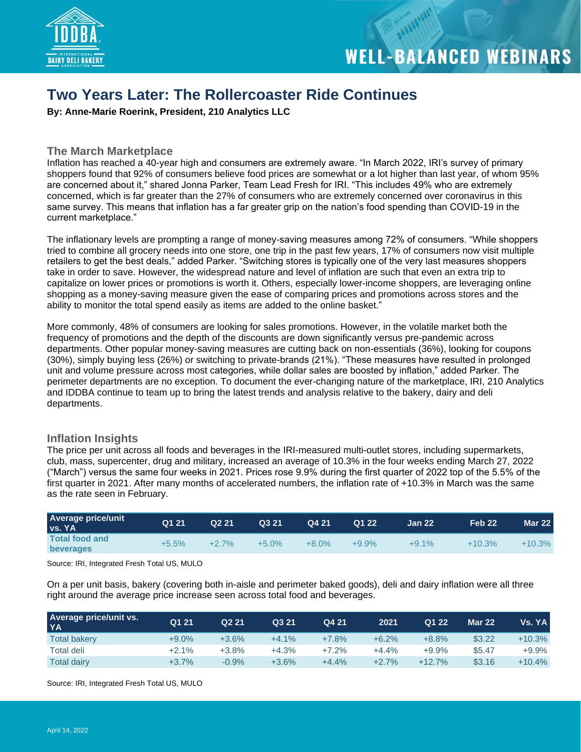# Two Years Later: The Rollercoaster Ride Continues

**By: Anne-Marie Roerink, President, 210 Analytics LLC**

## The March Marketplace

Inflation has reached a 40-year high and consumers are extremely aware. "In March 2022, IRI's survey of primary shoppers found that 92% of consumers believe food prices are somewhat or a lot higher than last year, of whom 95% are concerned about it," shared Jonna Parker, Team Lead Fresh for IRI. "This includes 49% who are extremely concerned, which is far greater than the 27% of consumers who are extremely concerned over coronavirus in this same survey. This means that inflation has a far greater grip on the nation's food spending than COVID-19 in the current marketplace."

The inflationary levels are prompting a range of money-saving measures among 72% of consumers. "While shoppers tried to combine all grocery needs into one store, one trip in the past few years, 17% of consumers now visit multiple retailers to get the best deals," added Parker. "Switching stores is typically one of the very last measures shoppers take in order to save. However, the widespread nature and level of inflation are such that even an extra trip to capitalize on lower prices or promotions is worth it. Others, especially lower-income shoppers, are leveraging online shopping as a money-saving measure given the ease of comparing prices and promotions across stores and the ability to monitor the total spend easily as items are added to the online basket."

More commonly, 48% of consumers are looking for sales promotions. However, in the volatile market both the frequency of promotions and the depth of the discounts are down significantly versus pre-pandemic across departments. Other popular money-saving measures are cutting back on non-essentials (36%), looking for coupons (30%), simply buying less (26%) or switching to private-brands (21%). "These measures have resulted in prolonged unit and volume pressure across most categories, while dollar sales are boosted by inflation," added Parker. The perimeter departments are no exception. To document the ever-changing nature of the marketplace, IRI, 210 Analytics and IDDBA continue to team up to bring the latest trends and analysis relative to the bakery, dairy and deli departments.

## Inflation Insights

The price per unit across all foods and beverages in the IRI-measured multi-outlet stores, including supermarkets, club, mass, supercenter, drug and military, increased an average of 10.3% in the four weeks ending March 27, 2022 ("March") versus the same four weeks in 2021. Prices rose 9.9% during the first quarter of 2022 top of the 5.5% of the first quarter in 2021. After many months of accelerated numbers, the inflation rate of +10.3% in March was the same as the rate seen in February.

| Average price/unit vs. YA | Q1 21 | Q2 21 | Q3 21 | Q4 21 | Q1 22 | Jan 22 | Feb 22 | Mar 22 |
|---|---|---|---|---|---|---|---|---|
| Total food and beverages | +5.5% | +2.7% | +5.0% | +8.0% | +9.9% | +9.1% | +10.3% | +10.3% |

Source: IRI, Integrated Fresh Total US, MULO

On a per unit basis, bakery (covering both in-aisle and perimeter baked goods), deli and dairy inflation were all three right around the average price increase seen across total food and beverages.

| Average price/unit vs. YA | Q1 21 | Q2 21 | Q3 21 | Q4 21 | 2021 | Q1 22 | Mar 22 | Vs. YA |
|---|---|---|---|---|---|---|---|---|
| Total bakery | +9.0% | +3.6% | +4.1% | +7.8% | +6.2% | +8.8% | $3.22 | +10.3% |
| Total deli | +2.1% | +3.8% | +4.3% | +7.2% | +4.4% | +9.9% | $5.47 | +9.9% |
| Total dairy | +3.7% | -0.9% | +3.6% | +4.4% | +2.7% | +12.7% | $3.16 | +10.4% |

Source: IRI, Integrated Fresh Total US, MULO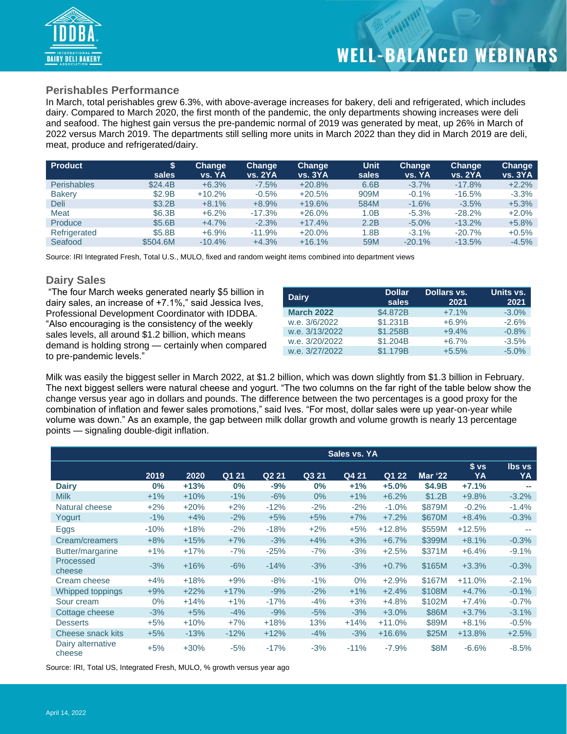## Perishables Performance

In March, total perishables grew 6.3%, with above-average increases for bakery, deli and refrigerated, which includes dairy. Compared to March 2020, the first month of the pandemic, the only departments showing increases were deli and seafood. The highest gain versus the pre-pandemic normal of 2019 was generated by meat, up 26% in March of 2022 versus March 2019. The departments still selling more units in March 2022 than they did in March 2019 are deli, meat, produce and refrigerated/dairy.

| Product | $ sales | Change vs. YA | Change vs. 2YA | Change vs. 3YA | Unit sales | Change vs. YA | Change vs. 2YA | Change vs. 3YA |
|---|---|---|---|---|---|---|---|---|
| Perishables | $24.4B | +6.3% | -7.5% | +20.8% | 6.6B | -3.7% | -17.8% | +2.2% |
| Bakery | $2.9B | +10.2% | -0.5% | +20.5% | 909M | -0.1% | -16.5% | -3.3% |
| Deli | $3.2B | +8.1% | +8.9% | +19.6% | 584M | -1.6% | -3.5% | +5.3% |
| Meat | $6.3B | +6.2% | -17.3% | +26.0% | 1.0B | -5.3% | -28.2% | +2.0% |
| Produce | $5.6B | +4.7% | -2.3% | +17.4% | 2.2B | -5.0% | -13.2% | +5.8% |
| Refrigerated | $5.8B | +6.9% | -11.9% | +20.0% | 1.8B | -3.1% | -20.7% | +0.5% |
| Seafood | $504.6M | -10.4% | +4.3% | +16.1% | 59M | -20.1% | -13.5% | -4.5% |

Source: IRI Integrated Fresh, Total U.S., MULO, fixed and random weight items combined into department views

## Dairy Sales

"The four March weeks generated nearly $5 billion in dairy sales, an increase of +7.1%," said Jessica Ives, Professional Development Coordinator with IDDBA. "Also encouraging is the consistency of the weekly sales levels, all around $1.2 billion, which means demand is holding strong — certainly when compared to pre-pandemic levels."

| Dairy | Dollar sales | Dollars vs. 2021 | Units vs. 2021 |
|---|---|---|---|
| **March 2022** | $4.872B | +7.1% | -3.0% |
| w.e. 3/6/2022 | $1.231B | +6.9% | -2.6% |
| w.e. 3/13/2022 | $1.258B | +9.4% | -0.8% |
| w.e. 3/20/2022 | $1.204B | +6.7% | -3.5% |
| w.e. 3/27/2022 | $1.179B | +5.5% | -5.0% |

Milk was easily the biggest seller in March 2022, at $1.2 billion, which was down slightly from $1.3 billion in February. The next biggest sellers were natural cheese and yogurt. "The two columns on the far right of the table below show the change versus year ago in dollars and pounds. The difference between the two percentages is a good proxy for the combination of inflation and fewer sales promotions," said Ives. "For most, dollar sales were up year-on-year while volume was down." As an example, the gap between milk dollar growth and volume growth is nearly 13 percentage points — signaling double-digit inflation.

| | Sales vs. YA | | | | | | | | | |
|---|---|---|---|---|---|---|---|---|---|---|
| | 2019 | 2020 | Q1 21 | Q2 21 | Q3 21 | Q4 21 | Q1 22 | Mar '22 | $ vs YA | lbs vs YA |
| **Dairy** | **0%** | **+13%** | **0%** | **-9%** | **0%** | **+1%** | **+5.0%** | **$4.9B** | **+7.1%** | **--** |
| Milk | +1% | +10% | -1% | -6% | 0% | +1% | +6.2% | $1.2B | +9.8% | -3.2% |
| Natural cheese | +2% | +20% | +2% | -12% | -2% | -2% | -1.0% | $879M | -0.2% | -1.4% |
| Yogurt | -1% | +4% | -2% | +5% | +5% | +7% | +7.2% | $670M | +8.4% | -0.3% |
| Eggs | -10% | +18% | -2% | -18% | +2% | +5% | +12.8% | $559M | +12.5% | -- |
| Cream/creamers | +8% | +15% | +7% | -3% | +4% | +3% | +6.7% | $399M | +8.1% | -0.3% |
| Butter/margarine | +1% | +17% | -7% | -25% | -7% | -3% | +2.5% | $371M | +6.4% | -9.1% |
| Processed cheese | -3% | +16% | -6% | -14% | -3% | -3% | +0.7% | $165M | +3.3% | -0.3% |
| Cream cheese | +4% | +18% | +9% | -8% | -1% | 0% | +2.9% | $167M | +11.0% | -2.1% |
| Whipped toppings | +9% | +22% | +17% | -9% | -2% | +1% | +2.4% | $108M | +4.7% | -0.1% |
| Sour cream | 0% | +14% | +1% | -17% | -4% | +3% | +4.8% | $102M | +7.4% | -0.7% |
| Cottage cheese | -3% | +5% | -4% | -9% | -5% | -3% | +3.0% | $86M | +3.7% | -3.1% |
| Desserts | +5% | +10% | +7% | +18% | 13% | +14% | +11.0% | $89M | +8.1% | -0.5% |
| Cheese snack kits | +5% | -13% | -12% | +12% | -4% | -3% | +16.6% | $25M | +13.8% | +2.5% |
| Dairy alternative cheese | +5% | +30% | -5% | -17% | -3% | -11% | -7.9% | $8M | -6.6% | -8.5% |

Source: IRI, Total US, Integrated Fresh, MULO, % growth versus year ago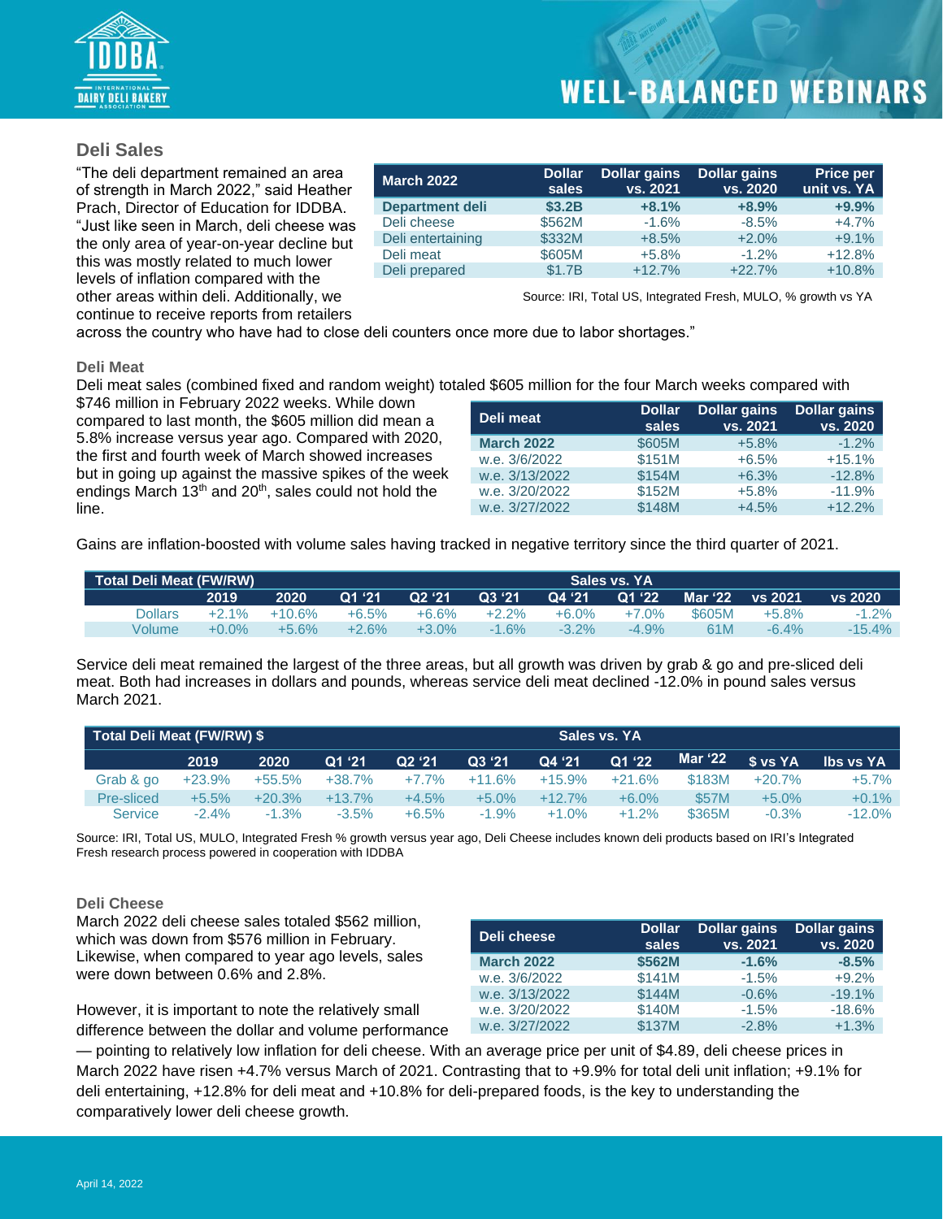## Deli Sales

"The deli department remained an area of strength in March 2022," said Heather Prach, Director of Education for IDDBA. "Just like seen in March, deli cheese was the only area of year-on-year decline but this was mostly related to much lower levels of inflation compared with the other areas within deli. Additionally, we continue to receive reports from retailers across the country who have had to close deli counters once more due to labor shortages."

| March 2022 | Dollar sales | Dollar gains vs. 2021 | Dollar gains vs. 2020 | Price per unit vs. YA |
|---|---|---|---|---|
| **Department deli** | **$3.2B** | **+8.1%** | **+8.9%** | **+9.9%** |
| Deli cheese | $562M | -1.6% | -8.5% | +4.7% |
| Deli entertaining | $332M | +8.5% | +2.0% | +9.1% |
| Deli meat | $605M | +5.8% | -1.2% | +12.8% |
| Deli prepared | $1.7B | +12.7% | +22.7% | +10.8% |

Source: IRI, Total US, Integrated Fresh, MULO, % growth vs YA

### Deli Meat

Deli meat sales (combined fixed and random weight) totaled $605 million for the four March weeks compared with $746 million in February 2022 weeks. While down compared to last month, the $605 million did mean a 5.8% increase versus year ago. Compared with 2020, the first and fourth week of March showed increases but in going up against the massive spikes of the week endings March 13th and 20th, sales could not hold the line.

| Deli meat | Dollar sales | Dollar gains vs. 2021 | Dollar gains vs. 2020 |
|---|---|---|---|
| **March 2022** | $605M | +5.8% | -1.2% |
| w.e. 3/6/2022 | $151M | +6.5% | +15.1% |
| w.e. 3/13/2022 | $154M | +6.3% | -12.8% |
| w.e. 3/20/2022 | $152M | +5.8% | -11.9% |
| w.e. 3/27/2022 | $148M | +4.5% | +12.2% |

Gains are inflation-boosted with volume sales having tracked in negative territory since the third quarter of 2021.

| Total Deli Meat (FW/RW) | Sales vs. YA | | | | | | | | | |
|---|---|---|---|---|---|---|---|---|---|---|
| | 2019 | 2020 | Q1 '21 | Q2 '21 | Q3 '21 | Q4 '21 | Q1 '22 | Mar '22 | vs 2021 | vs 2020 |
| Dollars | +2.1% | +10.6% | +6.5% | +6.6% | +2.2% | +6.0% | +7.0% | $605M | +5.8% | -1.2% |
| Volume | +0.0% | +5.6% | +2.6% | +3.0% | -1.6% | -3.2% | -4.9% | 61M | -6.4% | -15.4% |

Service deli meat remained the largest of the three areas, but all growth was driven by grab & go and pre-sliced deli meat. Both had increases in dollars and pounds, whereas service deli meat declined -12.0% in pound sales versus March 2021.

| Total Deli Meat (FW/RW) $ | Sales vs. YA | | | | | | | | | |
|---|---|---|---|---|---|---|---|---|---|---|
| | 2019 | 2020 | Q1 '21 | Q2 '21 | Q3 '21 | Q4 '21 | Q1 '22 | Mar '22 | $ vs YA | lbs vs YA |
| Grab & go | +23.9% | +55.5% | +38.7% | +7.7% | +11.6% | +15.9% | +21.6% | $183M | +20.7% | +5.7% |
| Pre-sliced | +5.5% | +20.3% | +13.7% | +4.5% | +5.0% | +12.7% | +6.0% | $57M | +5.0% | +0.1% |
| Service | -2.4% | -1.3% | -3.5% | +6.5% | -1.9% | +1.0% | +1.2% | $365M | -0.3% | -12.0% |

Source: IRI, Total US, MULO, Integrated Fresh % growth versus year ago, Deli Cheese includes known deli products based on IRI's Integrated Fresh research process powered in cooperation with IDDBA

### Deli Cheese

March 2022 deli cheese sales totaled $562 million, which was down from $576 million in February. Likewise, when compared to year ago levels, sales were down between 0.6% and 2.8%.

| Deli cheese | Dollar sales | Dollar gains vs. 2021 | Dollar gains vs. 2020 |
|---|---|---|---|
| **March 2022** | **$562M** | **-1.6%** | **-8.5%** |
| w.e. 3/6/2022 | $141M | -1.5% | +9.2% |
| w.e. 3/13/2022 | $144M | -0.6% | -19.1% |
| w.e. 3/20/2022 | $140M | -1.5% | -18.6% |
| w.e. 3/27/2022 | $137M | -2.8% | +1.3% |

However, it is important to note the relatively small difference between the dollar and volume performance — pointing to relatively low inflation for deli cheese. With an average price per unit of $4.89, deli cheese prices in March 2022 have risen +4.7% versus March of 2021. Contrasting that to +9.9% for total deli unit inflation; +9.1% for deli entertaining, +12.8% for deli meat and +10.8% for deli-prepared foods, is the key to understanding the comparatively lower deli cheese growth.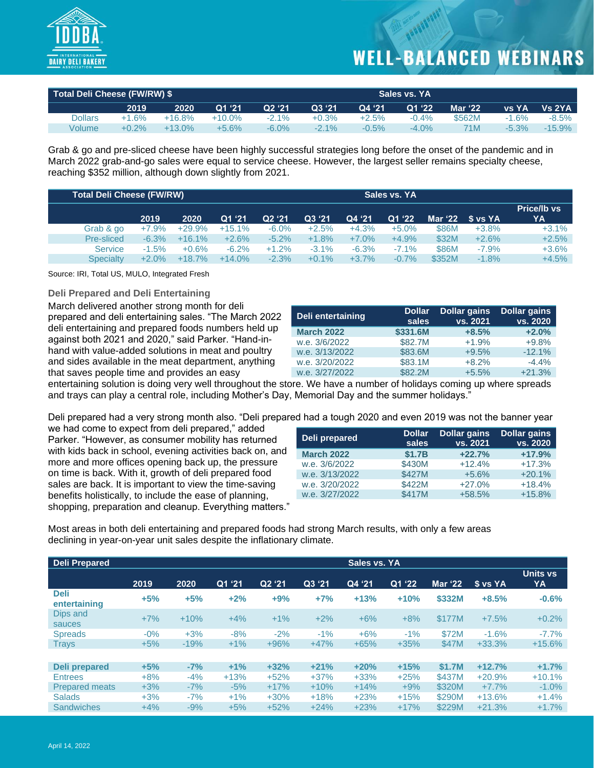| Total Deli Cheese (FW/RW) $ | Sales vs. YA | | | | | | | | |
|---|---|---|---|---|---|---|---|---|---|
| | 2019 | 2020 | Q1 '21 | Q2 '21 | Q3 '21 | Q4 '21 | Q1 '22 | Mar '22 | vs YA | Vs 2YA |
| Dollars | +1.6% | +16.8% | +10.0% | -2.1% | +0.3% | +2.5% | -0.4% | $562M | -1.6% | -8.5% |
| Volume | +0.2% | +13.0% | +5.6% | -6.0% | -2.1% | -0.5% | -4.0% | 71M | -5.3% | -15.9% |

Grab & go and pre-sliced cheese have been highly successful strategies long before the onset of the pandemic and in March 2022 grab-and-go sales were equal to service cheese. However, the largest seller remains specialty cheese, reaching $352 million, although down slightly from 2021.

| Total Deli Cheese (FW/RW) | Sales vs. YA | | | | | | | | | |
|---|---|---|---|---|---|---|---|---|---|---|
| | 2019 | 2020 | Q1 '21 | Q2 '21 | Q3 '21 | Q4 '21 | Q1 '22 | Mar '22 | $ vs YA | Price/lb vs YA |
| Grab & go | +7.9% | +29.9% | +15.1% | -6.0% | +2.5% | +4.3% | +5.0% | $86M | +3.8% | +3.1% |
| Pre-sliced | -6.3% | +16.1% | +2.6% | -5.2% | +1.8% | +7.0% | +4.9% | $32M | +2.6% | +2.5% |
| Service | -1.5% | +0.6% | -6.2% | +1.2% | -3.1% | -6.3% | -7.1% | $86M | -7.9% | +3.6% |
| Specialty | +2.0% | +18.7% | +14.0% | -2.3% | +0.1% | +3.7% | -0.7% | $352M | -1.8% | +4.5% |

Source: IRI, Total US, MULO, Integrated Fresh

### Deli Prepared and Deli Entertaining

March delivered another strong month for deli prepared and deli entertaining sales. "The March 2022 deli entertaining and prepared foods numbers held up against both 2021 and 2020," said Parker. "Hand-in-hand with value-added solutions in meat and poultry and sides available in the meat department, anything that saves people time and provides an easy entertaining solution is doing very well throughout the store. We have a number of holidays coming up where spreads and trays can play a central role, including Mother's Day, Memorial Day and the summer holidays."

| Deli entertaining | Dollar sales | Dollar gains vs. 2021 | Dollar gains vs. 2020 |
|---|---|---|---|
| **March 2022** | **$331.6M** | **+8.5%** | **+2.0%** |
| w.e. 3/6/2022 | $82.7M | +1.9% | +9.8% |
| w.e. 3/13/2022 | $83.6M | +9.5% | -12.1% |
| w.e. 3/20/2022 | $83.1M | +8.2% | -4.4% |
| w.e. 3/27/2022 | $82.2M | +5.5% | +21.3% |

Deli prepared had a very strong month also. "Deli prepared had a tough 2020 and even 2019 was not the banner year we had come to expect from deli prepared," added Parker. "However, as consumer mobility has returned with kids back in school, evening activities back on, and more and more offices opening back up, the pressure on time is back. With it, growth of deli prepared food sales are back. It is important to view the time-saving benefits holistically, to include the ease of planning, shopping, preparation and cleanup. Everything matters."

| Deli prepared | Dollar sales | Dollar gains vs. 2021 | Dollar gains vs. 2020 |
|---|---|---|---|
| **March 2022** | **$1.7B** | **+22.7%** | **+17.9%** |
| w.e. 3/6/2022 | $430M | +12.4% | +17.3% |
| w.e. 3/13/2022 | $427M | +5.6% | +20.1% |
| w.e. 3/20/2022 | $422M | +27.0% | +18.4% |
| w.e. 3/27/2022 | $417M | +58.5% | +15.8% |

Most areas in both deli entertaining and prepared foods had strong March results, with only a few areas declining in year-on-year unit sales despite the inflationary climate.

| Deli Prepared | Sales vs. YA | | | | | | | | | |
|---|---|---|---|---|---|---|---|---|---|---|
| | 2019 | 2020 | Q1 '21 | Q2 '21 | Q3 '21 | Q4 '21 | Q1 '22 | Mar '22 | $ vs YA | Units vs YA |
| **Deli entertaining** | **+5%** | **+5%** | **+2%** | **+9%** | **+7%** | **+13%** | **+10%** | **$332M** | **+8.5%** | **-0.6%** |
| Dips and sauces | +7% | +10% | +4% | +1% | +2% | +6% | +8% | $177M | +7.5% | +0.2% |
| Spreads | -0% | +3% | -8% | -2% | -1% | +6% | -1% | $72M | -1.6% | -7.7% |
| Trays | +5% | -19% | +1% | +96% | +47% | +65% | +35% | $47M | +33.3% | +15.6% |
| | | | | | | | | | | |
| **Deli prepared** | **+5%** | **-7%** | **+1%** | **+32%** | **+21%** | **+20%** | **+15%** | **$1.7M** | **+12.7%** | **+1.7%** |
| Entrees | +8% | -4% | +13% | +52% | +37% | +33% | +25% | $437M | +20.9% | +10.1% |
| Prepared meats | +3% | -7% | -5% | +17% | +10% | +14% | +9% | $320M | +7.7% | -1.0% |
| Salads | +3% | -7% | +1% | +30% | +18% | +23% | +15% | $290M | +13.6% | +1.4% |
| Sandwiches | +4% | -9% | +5% | +52% | +24% | +23% | +17% | $229M | +21.3% | +1.7% |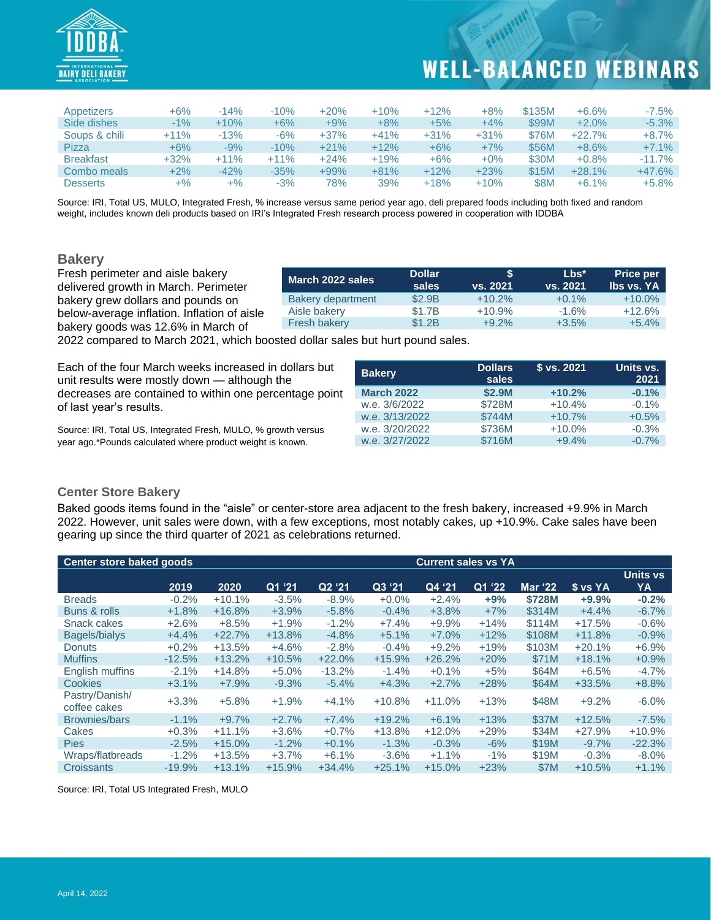| Appetizers | +6% | -14% | -10% | +20% | +10% | +12% | +8% | $135M | +6.6% | -7.5% |
|---|---|---|---|---|---|---|---|---|---|---|
| Side dishes | -1% | +10% | +6% | +9% | +8% | +5% | +4% | $99M | +2.0% | -5.3% |
| Soups & chili | +11% | -13% | -6% | +37% | +41% | +31% | +31% | $76M | +22.7% | +8.7% |
| Pizza | +6% | -9% | -10% | +21% | +12% | +6% | +7% | $56M | +8.6% | +7.1% |
| Breakfast | +32% | +11% | +11% | +24% | +19% | +6% | +0% | $30M | +0.8% | -11.7% |
| Combo meals | +2% | -42% | -35% | +99% | +81% | +12% | +23% | $15M | +28.1% | +47.6% |
| Desserts | +% | +% | -3% | 78% | 39% | +18% | +10% | $8M | +6.1% | +5.8% |

Source: IRI, Total US, MULO, Integrated Fresh, % increase versus same period year ago, deli prepared foods including both fixed and random weight, includes known deli products based on IRI's Integrated Fresh research process powered in cooperation with IDDBA

## Bakery

Fresh perimeter and aisle bakery delivered growth in March. Perimeter bakery grew dollars and pounds on below-average inflation. Inflation of aisle bakery goods was 12.6% in March of 2022 compared to March 2021, which boosted dollar sales but hurt pound sales.

| March 2022 sales | Dollar sales | $ vs. 2021 | Lbs* vs. 2021 | Price per lbs vs. YA |
|---|---|---|---|---|
| Bakery department | $2.9B | +10.2% | +0.1% | +10.0% |
| Aisle bakery | $1.7B | +10.9% | -1.6% | +12.6% |
| Fresh bakery | $1.2B | +9.2% | +3.5% | +5.4% |

Each of the four March weeks increased in dollars but unit results were mostly down — although the decreases are contained to within one percentage point of last year's results.

| Bakery | Dollars sales | $ vs. 2021 | Units vs. 2021 |
|---|---|---|---|
| **March 2022** | **$2.9M** | **+10.2%** | **-0.1%** |
| w.e. 3/6/2022 | $728M | +10.4% | -0.1% |
| w.e. 3/13/2022 | $744M | +10.7% | +0.5% |
| w.e. 3/20/2022 | $736M | +10.0% | -0.3% |
| w.e. 3/27/2022 | $716M | +9.4% | -0.7% |

Source: IRI, Total US, Integrated Fresh, MULO, % growth versus year ago.*Pounds calculated where product weight is known.

### Center Store Bakery

Baked goods items found in the "aisle" or center-store area adjacent to the fresh bakery, increased +9.9% in March 2022. However, unit sales were down, with a few exceptions, most notably cakes, up +10.9%. Cake sales have been gearing up since the third quarter of 2021 as celebrations returned.

| Center store baked goods | Current sales vs YA | | | | | | | | | |
|---|---|---|---|---|---|---|---|---|---|---|
| | 2019 | 2020 | Q1 '21 | Q2 '21 | Q3 '21 | Q4 '21 | Q1 '22 | Mar '22 | $ vs YA | Units vs YA |
| Breads | -0.2% | +10.1% | -3.5% | -8.9% | +0.0% | +2.4% | **+9%** | **$728M** | **+9.9%** | **-0.2%** |
| Buns & rolls | +1.8% | +16.8% | +3.9% | -5.8% | -0.4% | +3.8% | +7% | $314M | +4.4% | -6.7% |
| Snack cakes | +2.6% | +8.5% | +1.9% | -1.2% | +7.4% | +9.9% | +14% | $114M | +17.5% | -0.6% |
| Bagels/bialys | +4.4% | +22.7% | +13.8% | -4.8% | +5.1% | +7.0% | +12% | $108M | +11.8% | -0.9% |
| Donuts | +0.2% | +13.5% | +4.6% | -2.8% | -0.4% | +9.2% | +19% | $103M | +20.1% | +6.9% |
| Muffins | -12.5% | +13.2% | +10.5% | +22.0% | +15.9% | +26.2% | +20% | $71M | +18.1% | +0.9% |
| English muffins | -2.1% | +14.8% | +5.0% | -13.2% | -1.4% | +0.1% | +5% | $64M | +6.5% | -4.7% |
| Cookies | +3.1% | +7.9% | -9.3% | -5.4% | +4.3% | +2.7% | +28% | $64M | +33.5% | +8.8% |
| Pastry/Danish/ coffee cakes | +3.3% | +5.8% | +1.9% | +4.1% | +10.8% | +11.0% | +13% | $48M | +9.2% | -6.0% |
| Brownies/bars | -1.1% | +9.7% | +2.7% | +7.4% | +19.2% | +6.1% | +13% | $37M | +12.5% | -7.5% |
| Cakes | +0.3% | +11.1% | +3.6% | +0.7% | +13.8% | +12.0% | +29% | $34M | +27.9% | +10.9% |
| Pies | -2.5% | +15.0% | -1.2% | +0.1% | -1.3% | -0.3% | -6% | $19M | -9.7% | -22.3% |
| Wraps/flatbreads | -1.2% | +13.5% | +3.7% | +6.1% | -3.6% | +1.1% | -1% | $19M | -0.3% | -8.0% |
| Croissants | -19.9% | +13.1% | +15.9% | +34.4% | +25.1% | +15.0% | +23% | $7M | +10.5% | +1.1% |

Source: IRI, Total US Integrated Fresh, MULO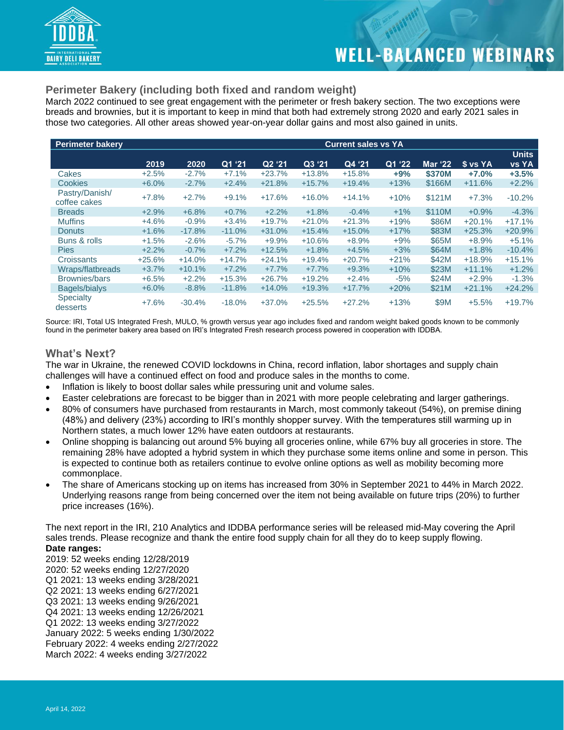## Perimeter Bakery (including both fixed and random weight)

March 2022 continued to see great engagement with the perimeter or fresh bakery section. The two exceptions were breads and brownies, but it is important to keep in mind that both had extremely strong 2020 and early 2021 sales in those two categories. All other areas showed year-on-year dollar gains and most also gained in units.

| Perimeter bakery | Current sales vs YA | | | | | | | | | |
|---|---|---|---|---|---|---|---|---|---|---|
| | 2019 | 2020 | Q1 '21 | Q2 '21 | Q3 '21 | Q4 '21 | Q1 '22 | Mar '22 | $ vs YA | Units vs YA |
| Cakes | +2.5% | -2.7% | +7.1% | +23.7% | +13.8% | +15.8% | **+9%** | **$370M** | **+7.0%** | **+3.5%** |
| Cookies | +6.0% | -2.7% | +2.4% | +21.8% | +15.7% | +19.4% | +13% | $166M | +11.6% | +2.2% |
| Pastry/Danish/ coffee cakes | +7.8% | +2.7% | +9.1% | +17.6% | +16.0% | +14.1% | +10% | $121M | +7.3% | -10.2% |
| Breads | +2.9% | +6.8% | +0.7% | +2.2% | +1.8% | -0.4% | +1% | $110M | +0.9% | -4.3% |
| Muffins | +4.6% | -0.9% | +3.4% | +19.7% | +21.0% | +21.3% | +19% | $86M | +20.1% | +17.1% |
| Donuts | +1.6% | -17.8% | -11.0% | +31.0% | +15.4% | +15.0% | +17% | $83M | +25.3% | +20.9% |
| Buns & rolls | +1.5% | -2.6% | -5.7% | +9.9% | +10.6% | +8.9% | +9% | $65M | +8.9% | +5.1% |
| Pies | +2.2% | -0.7% | +7.2% | +12.5% | +1.8% | +4.5% | +3% | $64M | +1.8% | -10.4% |
| Croissants | +25.6% | +14.0% | +14.7% | +24.1% | +19.4% | +20.7% | +21% | $42M | +18.9% | +15.1% |
| Wraps/flatbreads | +3.7% | +10.1% | +7.2% | +7.7% | +7.7% | +9.3% | +10% | $23M | +11.1% | +1.2% |
| Brownies/bars | +6.5% | +2.2% | +15.3% | +26.7% | +19.2% | +2.4% | -5% | $24M | +2.9% | -1.3% |
| Bagels/bialys | +6.0% | -8.8% | -11.8% | +14.0% | +19.3% | +17.7% | +20% | $21M | +21.1% | +24.2% |
| Specialty desserts | +7.6% | -30.4% | -18.0% | +37.0% | +25.5% | +27.2% | +13% | $9M | +5.5% | +19.7% |

Source: IRI, Total US Integrated Fresh, MULO, % growth versus year ago includes fixed and random weight baked goods known to be commonly found in the perimeter bakery area based on IRI's Integrated Fresh research process powered in cooperation with IDDBA.

## What's Next?

The war in Ukraine, the renewed COVID lockdowns in China, record inflation, labor shortages and supply chain challenges will have a continued effect on food and produce sales in the months to come.

- Inflation is likely to boost dollar sales while pressuring unit and volume sales.
- Easter celebrations are forecast to be bigger than in 2021 with more people celebrating and larger gatherings.
- 80% of consumers have purchased from restaurants in March, most commonly takeout (54%), on premise dining (48%) and delivery (23%) according to IRI's monthly shopper survey. With the temperatures still warming up in Northern states, a much lower 12% have eaten outdoors at restaurants.
- Online shopping is balancing out around 5% buying all groceries online, while 67% buy all groceries in store. The remaining 28% have adopted a hybrid system in which they purchase some items online and some in person. This is expected to continue both as retailers continue to evolve online options as well as mobility becoming more commonplace.
- The share of Americans stocking up on items has increased from 30% in September 2021 to 44% in March 2022. Underlying reasons range from being concerned over the item not being available on future trips (20%) to further price increases (16%).

The next report in the IRI, 210 Analytics and IDDBA performance series will be released mid-May covering the April sales trends. Please recognize and thank the entire food supply chain for all they do to keep supply flowing.

**Date ranges:**

2019: 52 weeks ending 12/28/2019
2020: 52 weeks ending 12/27/2020
Q1 2021: 13 weeks ending 3/28/2021
Q2 2021: 13 weeks ending 6/27/2021
Q3 2021: 13 weeks ending 9/26/2021
Q4 2021: 13 weeks ending 12/26/2021
Q1 2022: 13 weeks ending 3/27/2022
January 2022: 5 weeks ending 1/30/2022
February 2022: 4 weeks ending 2/27/2022
March 2022: 4 weeks ending 3/27/2022